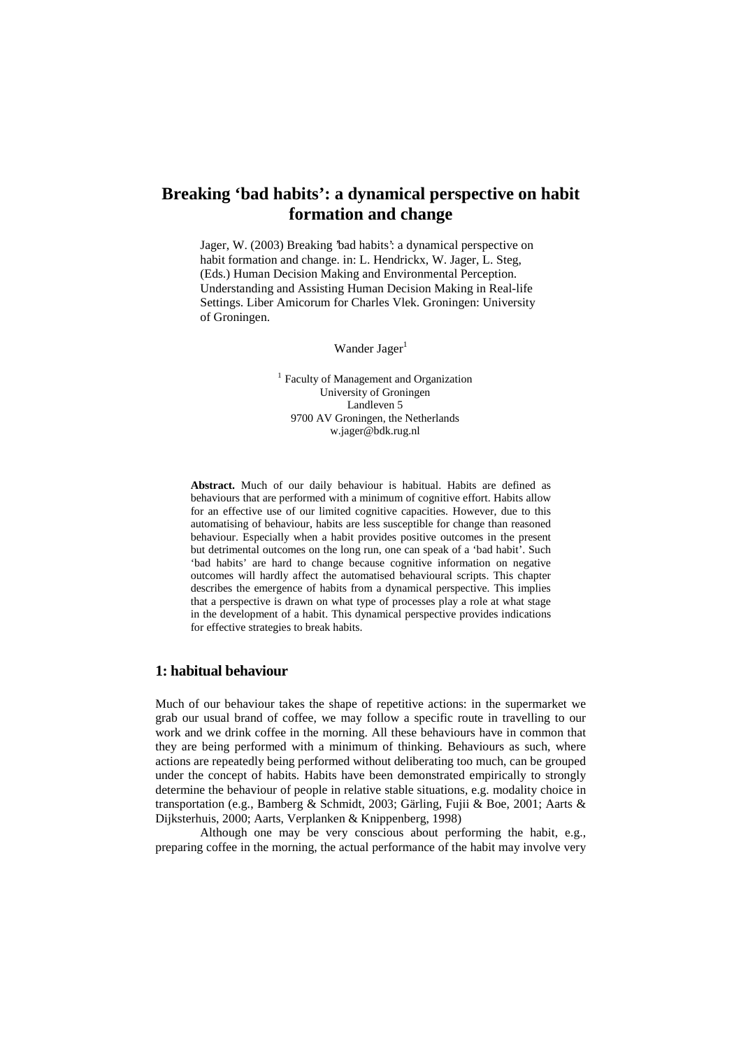# Breaking 'bad habits': a dynamical perspective on habit formation and change

Jager, W. (2003) Breaking 'bad habits': a dynamical perspective on habit formation and change. in: L. Hendrickx, W. Jager, L. Steg, (Eds.) Human Decision Making and Environmental Perception. Understanding and Assisting Human Decision Making in Real-life Settings. Liber Amicorum for Charles Vlek. Groningen: University of Groningen.

Wander Jager[1]

[1] Faculty of Management and Organization
University of Groningen
Landleven 5
9700 AV Groningen, the Netherlands
w.jager@bdk.rug.nl

**Abstract.** Much of our daily behaviour is habitual. Habits are defined as behaviours that are performed with a minimum of cognitive effort. Habits allow for an effective use of our limited cognitive capacities. However, due to this automatising of behaviour, habits are less susceptible for change than reasoned behaviour. Especially when a habit provides positive outcomes in the present but detrimental outcomes on the long run, one can speak of a 'bad habit'. Such 'bad habits' are hard to change because cognitive information on negative outcomes will hardly affect the automatised behavioural scripts. This chapter describes the emergence of habits from a dynamical perspective. This implies that a perspective is drawn on what type of processes play a role at what stage in the development of a habit. This dynamical perspective provides indications for effective strategies to break habits.

## 1: habitual behaviour

Much of our behaviour takes the shape of repetitive actions: in the supermarket we grab our usual brand of coffee, we may follow a specific route in travelling to our work and we drink coffee in the morning. All these behaviours have in common that they are being performed with a minimum of thinking. Behaviours as such, where actions are repeatedly being performed without deliberating too much, can be grouped under the concept of habits. Habits have been demonstrated empirically to strongly determine the behaviour of people in relative stable situations, e.g. modality choice in transportation (e.g., Bamberg & Schmidt, 2003; Gärling, Fujii & Boe, 2001; Aarts & Dijksterhuis, 2000; Aarts, Verplanken & Knippenberg, 1998)

Although one may be very conscious about performing the habit, e.g., preparing coffee in the morning, the actual performance of the habit may involve very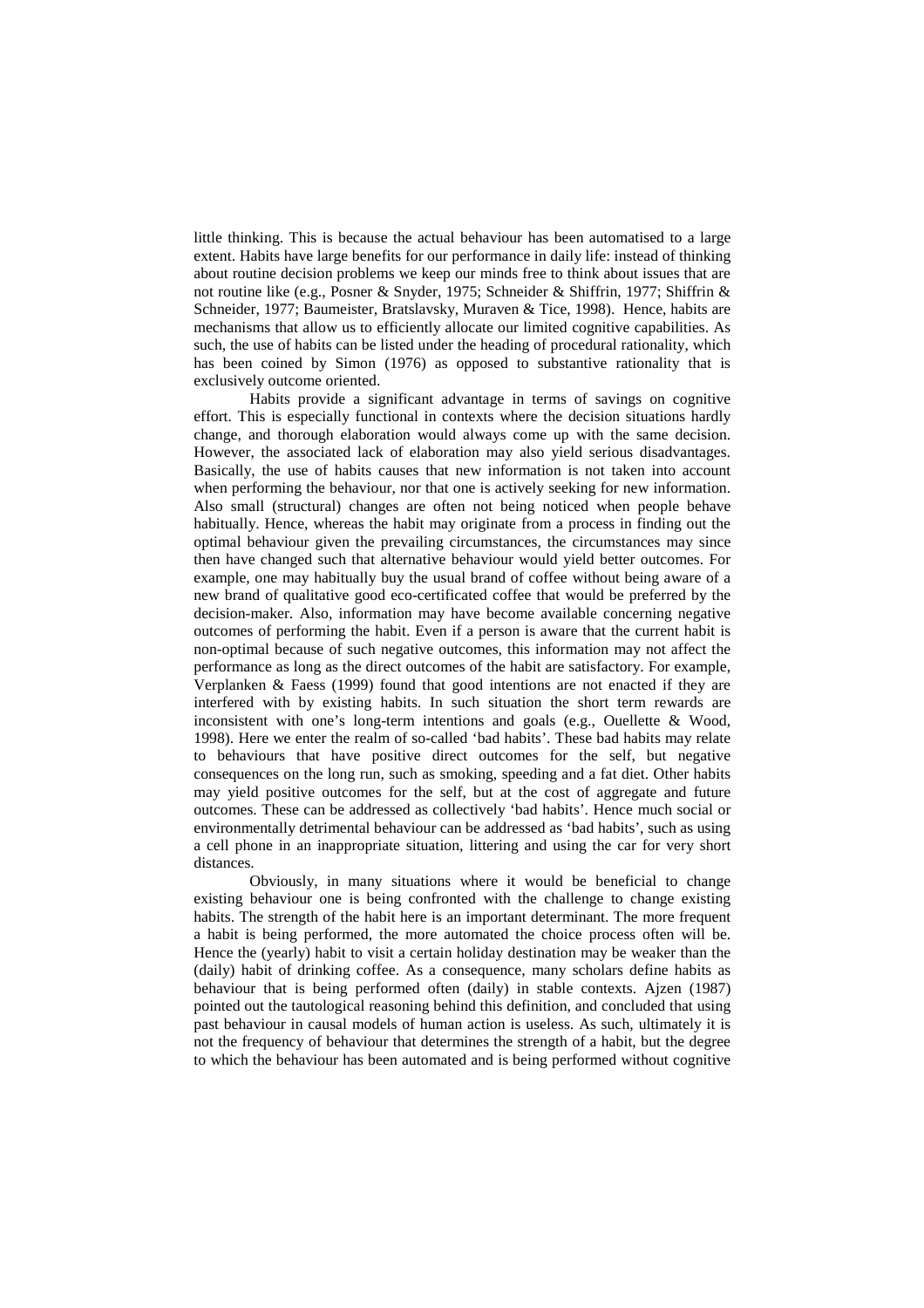little thinking. This is because the actual behaviour has been automatised to a large extent. Habits have large benefits for our performance in daily life: instead of thinking about routine decision problems we keep our minds free to think about issues that are not routine like (e.g., Posner & Snyder, 1975; Schneider & Shiffrin, 1977; Shiffrin & Schneider, 1977; Baumeister, Bratslavsky, Muraven & Tice, 1998). Hence, habits are mechanisms that allow us to efficiently allocate our limited cognitive capabilities. As such, the use of habits can be listed under the heading of procedural rationality, which has been coined by Simon (1976) as opposed to substantive rationality that is exclusively outcome oriented.

Habits provide a significant advantage in terms of savings on cognitive effort. This is especially functional in contexts where the decision situations hardly change, and thorough elaboration would always come up with the same decision. However, the associated lack of elaboration may also yield serious disadvantages. Basically, the use of habits causes that new information is not taken into account when performing the behaviour, nor that one is actively seeking for new information. Also small (structural) changes are often not being noticed when people behave habitually. Hence, whereas the habit may originate from a process in finding out the optimal behaviour given the prevailing circumstances, the circumstances may since then have changed such that alternative behaviour would yield better outcomes. For example, one may habitually buy the usual brand of coffee without being aware of a new brand of qualitative good eco-certificated coffee that would be preferred by the decision-maker. Also, information may have become available concerning negative outcomes of performing the habit. Even if a person is aware that the current habit is non-optimal because of such negative outcomes, this information may not affect the performance as long as the direct outcomes of the habit are satisfactory. For example, Verplanken & Faess (1999) found that good intentions are not enacted if they are interfered with by existing habits. In such situation the short term rewards are inconsistent with one's long-term intentions and goals (e.g., Ouellette & Wood, 1998). Here we enter the realm of so-called 'bad habits'. These bad habits may relate to behaviours that have positive direct outcomes for the self, but negative consequences on the long run, such as smoking, speeding and a fat diet. Other habits may yield positive outcomes for the self, but at the cost of aggregate and future outcomes. These can be addressed as collectively 'bad habits'. Hence much social or environmentally detrimental behaviour can be addressed as 'bad habits', such as using a cell phone in an inappropriate situation, littering and using the car for very short distances.

Obviously, in many situations where it would be beneficial to change existing behaviour one is being confronted with the challenge to change existing habits. The strength of the habit here is an important determinant. The more frequent a habit is being performed, the more automated the choice process often will be. Hence the (yearly) habit to visit a certain holiday destination may be weaker than the (daily) habit of drinking coffee. As a consequence, many scholars define habits as behaviour that is being performed often (daily) in stable contexts. Ajzen (1987) pointed out the tautological reasoning behind this definition, and concluded that using past behaviour in causal models of human action is useless. As such, ultimately it is not the frequency of behaviour that determines the strength of a habit, but the degree to which the behaviour has been automated and is being performed without cognitive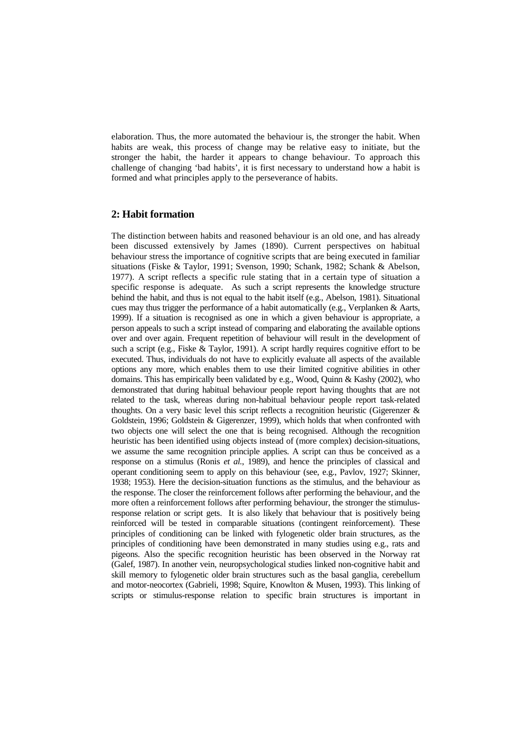elaboration. Thus, the more automated the behaviour is, the stronger the habit. When habits are weak, this process of change may be relative easy to initiate, but the stronger the habit, the harder it appears to change behaviour. To approach this challenge of changing 'bad habits', it is first necessary to understand how a habit is formed and what principles apply to the perseverance of habits.

## 2: Habit formation

The distinction between habits and reasoned behaviour is an old one, and has already been discussed extensively by James (1890). Current perspectives on habitual behaviour stress the importance of cognitive scripts that are being executed in familiar situations (Fiske & Taylor, 1991; Svenson, 1990; Schank, 1982; Schank & Abelson, 1977). A script reflects a specific rule stating that in a certain type of situation a specific response is adequate. As such a script represents the knowledge structure behind the habit, and thus is not equal to the habit itself (e.g., Abelson, 1981). Situational cues may thus trigger the performance of a habit automatically (e.g., Verplanken & Aarts, 1999). If a situation is recognised as one in which a given behaviour is appropriate, a person appeals to such a script instead of comparing and elaborating the available options over and over again. Frequent repetition of behaviour will result in the development of such a script (e.g., Fiske & Taylor, 1991). A script hardly requires cognitive effort to be executed. Thus, individuals do not have to explicitly evaluate all aspects of the available options any more, which enables them to use their limited cognitive abilities in other domains. This has empirically been validated by e.g., Wood, Quinn & Kashy (2002), who demonstrated that during habitual behaviour people report having thoughts that are not related to the task, whereas during non-habitual behaviour people report task-related thoughts. On a very basic level this script reflects a recognition heuristic (Gigerenzer & Goldstein, 1996; Goldstein & Gigerenzer, 1999), which holds that when confronted with two objects one will select the one that is being recognised. Although the recognition heuristic has been identified using objects instead of (more complex) decision-situations, we assume the same recognition principle applies. A script can thus be conceived as a response on a stimulus (Ronis *et al.*, 1989), and hence the principles of classical and operant conditioning seem to apply on this behaviour (see, e.g., Pavlov, 1927; Skinner, 1938; 1953). Here the decision-situation functions as the stimulus, and the behaviour as the response. The closer the reinforcement follows after performing the behaviour, and the more often a reinforcement follows after performing behaviour, the stronger the stimulus-response relation or script gets. It is also likely that behaviour that is positively being reinforced will be tested in comparable situations (contingent reinforcement). These principles of conditioning can be linked with fylogenetic older brain structures, as the principles of conditioning have been demonstrated in many studies using e.g., rats and pigeons. Also the specific recognition heuristic has been observed in the Norway rat (Galef, 1987). In another vein, neuropsychological studies linked non-cognitive habit and skill memory to fylogenetic older brain structures such as the basal ganglia, cerebellum and motor-neocortex (Gabrieli, 1998; Squire, Knowlton & Musen, 1993). This linking of scripts or stimulus-response relation to specific brain structures is important in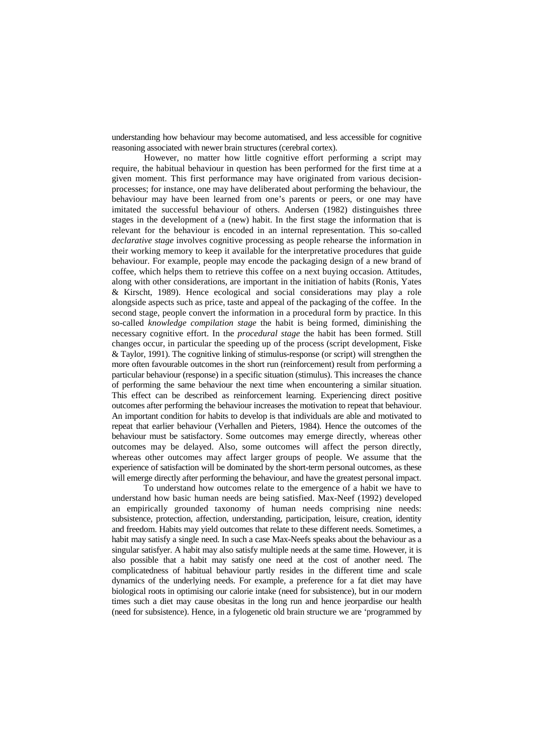understanding how behaviour may become automatised, and less accessible for cognitive reasoning associated with newer brain structures (cerebral cortex).

However, no matter how little cognitive effort performing a script may require, the habitual behaviour in question has been performed for the first time at a given moment. This first performance may have originated from various decision-processes; for instance, one may have deliberated about performing the behaviour, the behaviour may have been learned from one's parents or peers, or one may have imitated the successful behaviour of others. Andersen (1982) distinguishes three stages in the development of a (new) habit. In the first stage the information that is relevant for the behaviour is encoded in an internal representation. This so-called *declarative stage* involves cognitive processing as people rehearse the information in their working memory to keep it available for the interpretative procedures that guide behaviour. For example, people may encode the packaging design of a new brand of coffee, which helps them to retrieve this coffee on a next buying occasion. Attitudes, along with other considerations, are important in the initiation of habits (Ronis, Yates & Kirscht, 1989). Hence ecological and social considerations may play a role alongside aspects such as price, taste and appeal of the packaging of the coffee. In the second stage, people convert the information in a procedural form by practice. In this so-called *knowledge compilation stage* the habit is being formed, diminishing the necessary cognitive effort. In the *procedural stage* the habit has been formed. Still changes occur, in particular the speeding up of the process (script development, Fiske & Taylor, 1991). The cognitive linking of stimulus-response (or script) will strengthen the more often favourable outcomes in the short run (reinforcement) result from performing a particular behaviour (response) in a specific situation (stimulus). This increases the chance of performing the same behaviour the next time when encountering a similar situation. This effect can be described as reinforcement learning. Experiencing direct positive outcomes after performing the behaviour increases the motivation to repeat that behaviour. An important condition for habits to develop is that individuals are able and motivated to repeat that earlier behaviour (Verhallen and Pieters, 1984). Hence the outcomes of the behaviour must be satisfactory. Some outcomes may emerge directly, whereas other outcomes may be delayed. Also, some outcomes will affect the person directly, whereas other outcomes may affect larger groups of people. We assume that the experience of satisfaction will be dominated by the short-term personal outcomes, as these will emerge directly after performing the behaviour, and have the greatest personal impact.

To understand how outcomes relate to the emergence of a habit we have to understand how basic human needs are being satisfied. Max-Neef (1992) developed an empirically grounded taxonomy of human needs comprising nine needs: subsistence, protection, affection, understanding, participation, leisure, creation, identity and freedom. Habits may yield outcomes that relate to these different needs. Sometimes, a habit may satisfy a single need. In such a case Max-Neefs speaks about the behaviour as a singular satisfyer. A habit may also satisfy multiple needs at the same time. However, it is also possible that a habit may satisfy one need at the cost of another need. The complicatedness of habitual behaviour partly resides in the different time and scale dynamics of the underlying needs. For example, a preference for a fat diet may have biological roots in optimising our calorie intake (need for subsistence), but in our modern times such a diet may cause obesitas in the long run and hence jeopardise our health (need for subsistence). Hence, in a fylogenetic old brain structure we are 'programmed by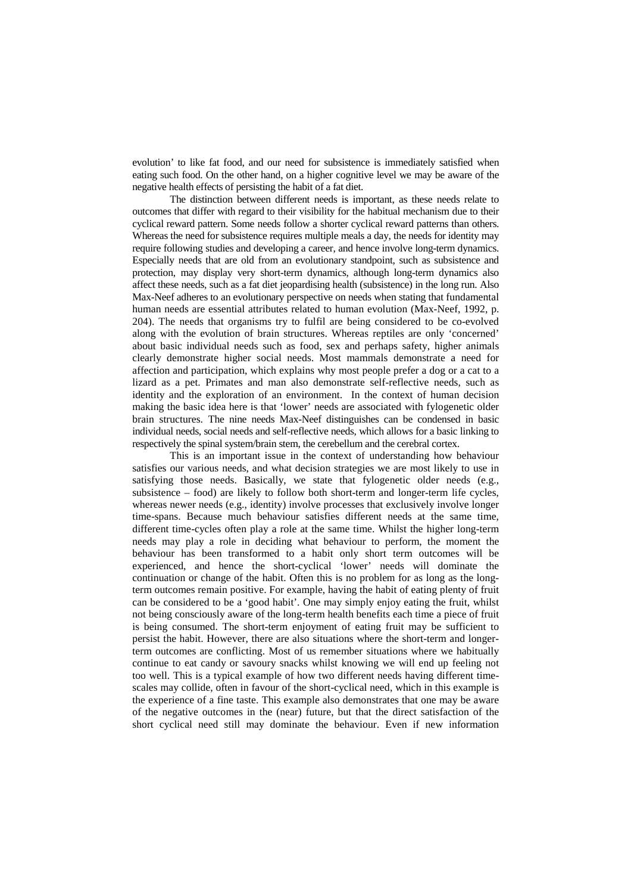evolution' to like fat food, and our need for subsistence is immediately satisfied when eating such food. On the other hand, on a higher cognitive level we may be aware of the negative health effects of persisting the habit of a fat diet.

The distinction between different needs is important, as these needs relate to outcomes that differ with regard to their visibility for the habitual mechanism due to their cyclical reward pattern. Some needs follow a shorter cyclical reward patterns than others. Whereas the need for subsistence requires multiple meals a day, the needs for identity may require following studies and developing a career, and hence involve long-term dynamics. Especially needs that are old from an evolutionary standpoint, such as subsistence and protection, may display very short-term dynamics, although long-term dynamics also affect these needs, such as a fat diet jeopardising health (subsistence) in the long run. Also Max-Neef adheres to an evolutionary perspective on needs when stating that fundamental human needs are essential attributes related to human evolution (Max-Neef, 1992, p. 204). The needs that organisms try to fulfil are being considered to be co-evolved along with the evolution of brain structures. Whereas reptiles are only 'concerned' about basic individual needs such as food, sex and perhaps safety, higher animals clearly demonstrate higher social needs. Most mammals demonstrate a need for affection and participation, which explains why most people prefer a dog or a cat to a lizard as a pet. Primates and man also demonstrate self-reflective needs, such as identity and the exploration of an environment. In the context of human decision making the basic idea here is that 'lower' needs are associated with fylogenetic older brain structures. The nine needs Max-Neef distinguishes can be condensed in basic individual needs, social needs and self-reflective needs, which allows for a basic linking to respectively the spinal system/brain stem, the cerebellum and the cerebral cortex.

This is an important issue in the context of understanding how behaviour satisfies our various needs, and what decision strategies we are most likely to use in satisfying those needs. Basically, we state that fylogenetic older needs (e.g., subsistence – food) are likely to follow both short-term and longer-term life cycles, whereas newer needs (e.g., identity) involve processes that exclusively involve longer time-spans. Because much behaviour satisfies different needs at the same time, different time-cycles often play a role at the same time. Whilst the higher long-term needs may play a role in deciding what behaviour to perform, the moment the behaviour has been transformed to a habit only short term outcomes will be experienced, and hence the short-cyclical 'lower' needs will dominate the continuation or change of the habit. Often this is no problem for as long as the long-term outcomes remain positive. For example, having the habit of eating plenty of fruit can be considered to be a 'good habit'. One may simply enjoy eating the fruit, whilst not being consciously aware of the long-term health benefits each time a piece of fruit is being consumed. The short-term enjoyment of eating fruit may be sufficient to persist the habit. However, there are also situations where the short-term and longer-term outcomes are conflicting. Most of us remember situations where we habitually continue to eat candy or savoury snacks whilst knowing we will end up feeling not too well. This is a typical example of how two different needs having different time-scales may collide, often in favour of the short-cyclical need, which in this example is the experience of a fine taste. This example also demonstrates that one may be aware of the negative outcomes in the (near) future, but that the direct satisfaction of the short cyclical need still may dominate the behaviour. Even if new information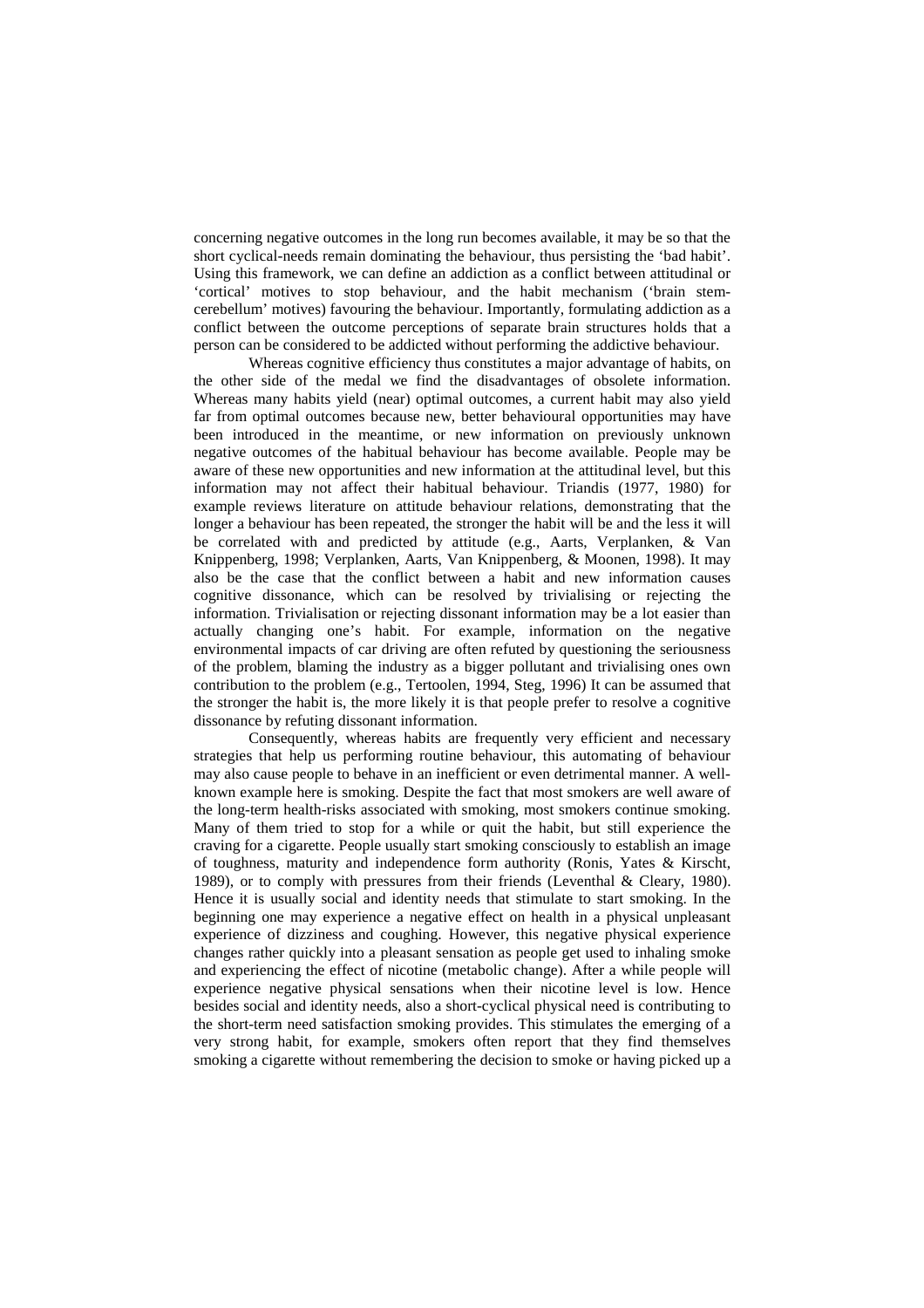concerning negative outcomes in the long run becomes available, it may be so that the short cyclical-needs remain dominating the behaviour, thus persisting the 'bad habit'. Using this framework, we can define an addiction as a conflict between attitudinal or 'cortical' motives to stop behaviour, and the habit mechanism ('brain stem-cerebellum' motives) favouring the behaviour. Importantly, formulating addiction as a conflict between the outcome perceptions of separate brain structures holds that a person can be considered to be addicted without performing the addictive behaviour.

Whereas cognitive efficiency thus constitutes a major advantage of habits, on the other side of the medal we find the disadvantages of obsolete information. Whereas many habits yield (near) optimal outcomes, a current habit may also yield far from optimal outcomes because new, better behavioural opportunities may have been introduced in the meantime, or new information on previously unknown negative outcomes of the habitual behaviour has become available. People may be aware of these new opportunities and new information at the attitudinal level, but this information may not affect their habitual behaviour. Triandis (1977, 1980) for example reviews literature on attitude behaviour relations, demonstrating that the longer a behaviour has been repeated, the stronger the habit will be and the less it will be correlated with and predicted by attitude (e.g., Aarts, Verplanken, & Van Knippenberg, 1998; Verplanken, Aarts, Van Knippenberg, & Moonen, 1998). It may also be the case that the conflict between a habit and new information causes cognitive dissonance, which can be resolved by trivialising or rejecting the information. Trivialisation or rejecting dissonant information may be a lot easier than actually changing one's habit. For example, information on the negative environmental impacts of car driving are often refuted by questioning the seriousness of the problem, blaming the industry as a bigger pollutant and trivialising ones own contribution to the problem (e.g., Tertoolen, 1994, Steg, 1996) It can be assumed that the stronger the habit is, the more likely it is that people prefer to resolve a cognitive dissonance by refuting dissonant information.

Consequently, whereas habits are frequently very efficient and necessary strategies that help us performing routine behaviour, this automating of behaviour may also cause people to behave in an inefficient or even detrimental manner. A well-known example here is smoking. Despite the fact that most smokers are well aware of the long-term health-risks associated with smoking, most smokers continue smoking. Many of them tried to stop for a while or quit the habit, but still experience the craving for a cigarette. People usually start smoking consciously to establish an image of toughness, maturity and independence form authority (Ronis, Yates & Kirscht, 1989), or to comply with pressures from their friends (Leventhal & Cleary, 1980). Hence it is usually social and identity needs that stimulate to start smoking. In the beginning one may experience a negative effect on health in a physical unpleasant experience of dizziness and coughing. However, this negative physical experience changes rather quickly into a pleasant sensation as people get used to inhaling smoke and experiencing the effect of nicotine (metabolic change). After a while people will experience negative physical sensations when their nicotine level is low. Hence besides social and identity needs, also a short-cyclical physical need is contributing to the short-term need satisfaction smoking provides. This stimulates the emerging of a very strong habit, for example, smokers often report that they find themselves smoking a cigarette without remembering the decision to smoke or having picked up a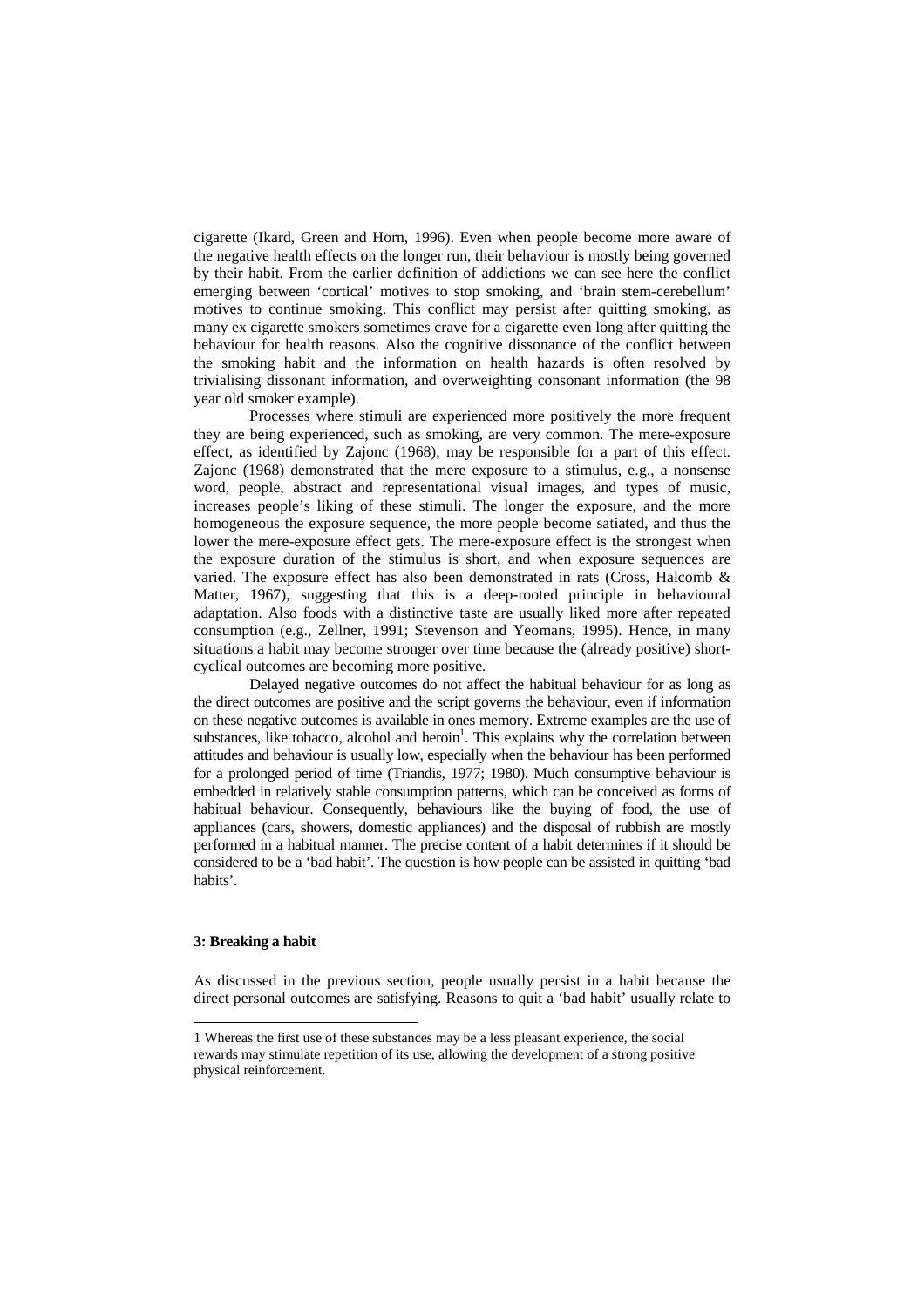cigarette (Ikard, Green and Horn, 1996). Even when people become more aware of the negative health effects on the longer run, their behaviour is mostly being governed by their habit. From the earlier definition of addictions we can see here the conflict emerging between 'cortical' motives to stop smoking, and 'brain stem-cerebellum' motives to continue smoking. This conflict may persist after quitting smoking, as many ex cigarette smokers sometimes crave for a cigarette even long after quitting the behaviour for health reasons. Also the cognitive dissonance of the conflict between the smoking habit and the information on health hazards is often resolved by trivialising dissonant information, and overweighting consonant information (the 98 year old smoker example).

Processes where stimuli are experienced more positively the more frequent they are being experienced, such as smoking, are very common. The mere-exposure effect, as identified by Zajonc (1968), may be responsible for a part of this effect. Zajonc (1968) demonstrated that the mere exposure to a stimulus, e.g., a nonsense word, people, abstract and representational visual images, and types of music, increases people's liking of these stimuli. The longer the exposure, and the more homogeneous the exposure sequence, the more people become satiated, and thus the lower the mere-exposure effect gets. The mere-exposure effect is the strongest when the exposure duration of the stimulus is short, and when exposure sequences are varied. The exposure effect has also been demonstrated in rats (Cross, Halcomb & Matter, 1967), suggesting that this is a deep-rooted principle in behavioural adaptation. Also foods with a distinctive taste are usually liked more after repeated consumption (e.g., Zellner, 1991; Stevenson and Yeomans, 1995). Hence, in many situations a habit may become stronger over time because the (already positive) short-cyclical outcomes are becoming more positive.

Delayed negative outcomes do not affect the habitual behaviour for as long as the direct outcomes are positive and the script governs the behaviour, even if information on these negative outcomes is available in ones memory. Extreme examples are the use of substances, like tobacco, alcohol and heroin[1]. This explains why the correlation between attitudes and behaviour is usually low, especially when the behaviour has been performed for a prolonged period of time (Triandis, 1977; 1980). Much consumptive behaviour is embedded in relatively stable consumption patterns, which can be conceived as forms of habitual behaviour. Consequently, behaviours like the buying of food, the use of appliances (cars, showers, domestic appliances) and the disposal of rubbish are mostly performed in a habitual manner. The precise content of a habit determines if it should be considered to be a 'bad habit'. The question is how people can be assisted in quitting 'bad habits'.

**3: Breaking a habit**

As discussed in the previous section, people usually persist in a habit because the direct personal outcomes are satisfying. Reasons to quit a 'bad habit' usually relate to

1 Whereas the first use of these substances may be a less pleasant experience, the social rewards may stimulate repetition of its use, allowing the development of a strong positive physical reinforcement.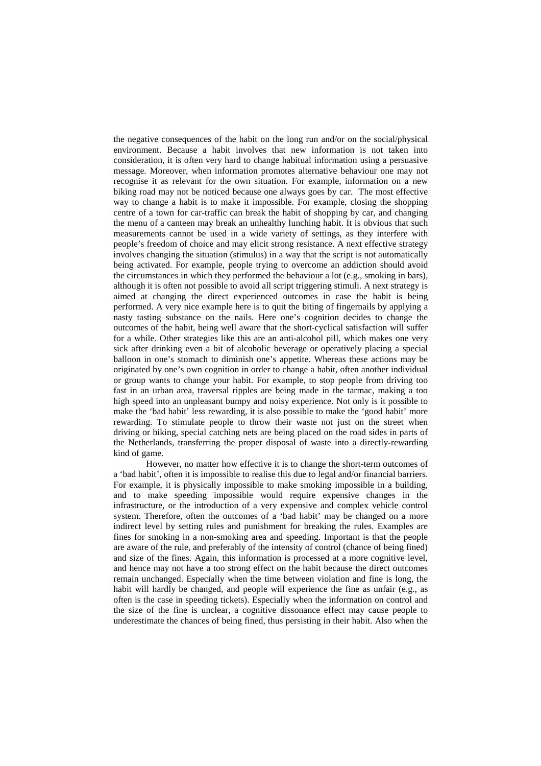the negative consequences of the habit on the long run and/or on the social/physical environment. Because a habit involves that new information is not taken into consideration, it is often very hard to change habitual information using a persuasive message. Moreover, when information promotes alternative behaviour one may not recognise it as relevant for the own situation. For example, information on a new biking road may not be noticed because one always goes by car. The most effective way to change a habit is to make it impossible. For example, closing the shopping centre of a town for car-traffic can break the habit of shopping by car, and changing the menu of a canteen may break an unhealthy lunching habit. It is obvious that such measurements cannot be used in a wide variety of settings, as they interfere with people's freedom of choice and may elicit strong resistance. A next effective strategy involves changing the situation (stimulus) in a way that the script is not automatically being activated. For example, people trying to overcome an addiction should avoid the circumstances in which they performed the behaviour a lot (e.g., smoking in bars), although it is often not possible to avoid all script triggering stimuli. A next strategy is aimed at changing the direct experienced outcomes in case the habit is being performed. A very nice example here is to quit the biting of fingernails by applying a nasty tasting substance on the nails. Here one's cognition decides to change the outcomes of the habit, being well aware that the short-cyclical satisfaction will suffer for a while. Other strategies like this are an anti-alcohol pill, which makes one very sick after drinking even a bit of alcoholic beverage or operatively placing a special balloon in one's stomach to diminish one's appetite. Whereas these actions may be originated by one's own cognition in order to change a habit, often another individual or group wants to change your habit. For example, to stop people from driving too fast in an urban area, traversal ripples are being made in the tarmac, making a too high speed into an unpleasant bumpy and noisy experience. Not only is it possible to make the 'bad habit' less rewarding, it is also possible to make the 'good habit' more rewarding. To stimulate people to throw their waste not just on the street when driving or biking, special catching nets are being placed on the road sides in parts of the Netherlands, transferring the proper disposal of waste into a directly-rewarding kind of game.

However, no matter how effective it is to change the short-term outcomes of a 'bad habit', often it is impossible to realise this due to legal and/or financial barriers. For example, it is physically impossible to make smoking impossible in a building, and to make speeding impossible would require expensive changes in the infrastructure, or the introduction of a very expensive and complex vehicle control system. Therefore, often the outcomes of a 'bad habit' may be changed on a more indirect level by setting rules and punishment for breaking the rules. Examples are fines for smoking in a non-smoking area and speeding. Important is that the people are aware of the rule, and preferably of the intensity of control (chance of being fined) and size of the fines. Again, this information is processed at a more cognitive level, and hence may not have a too strong effect on the habit because the direct outcomes remain unchanged. Especially when the time between violation and fine is long, the habit will hardly be changed, and people will experience the fine as unfair (e.g., as often is the case in speeding tickets). Especially when the information on control and the size of the fine is unclear, a cognitive dissonance effect may cause people to underestimate the chances of being fined, thus persisting in their habit. Also when the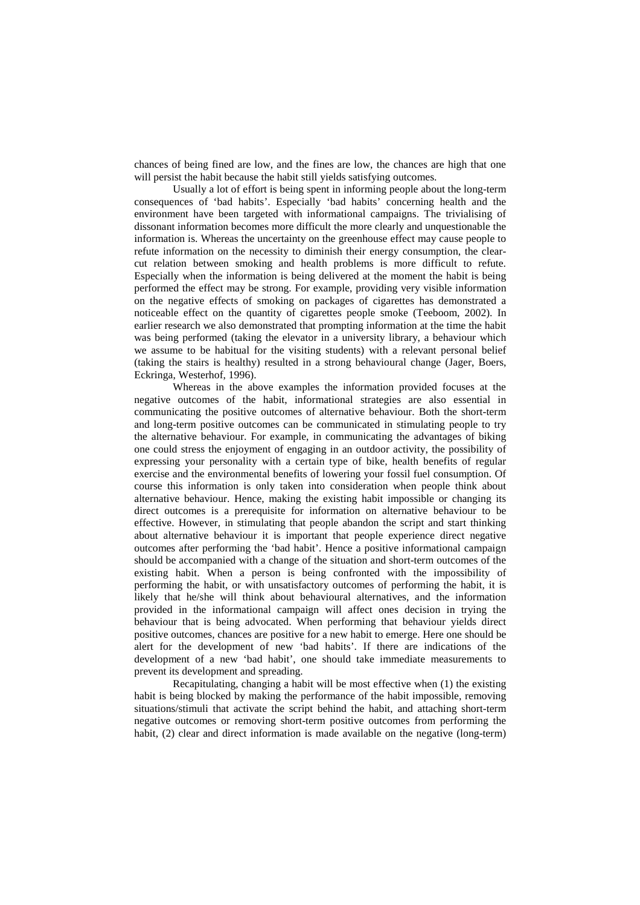chances of being fined are low, and the fines are low, the chances are high that one will persist the habit because the habit still yields satisfying outcomes.

Usually a lot of effort is being spent in informing people about the long-term consequences of 'bad habits'. Especially 'bad habits' concerning health and the environment have been targeted with informational campaigns. The trivialising of dissonant information becomes more difficult the more clearly and unquestionable the information is. Whereas the uncertainty on the greenhouse effect may cause people to refute information on the necessity to diminish their energy consumption, the clear-cut relation between smoking and health problems is more difficult to refute. Especially when the information is being delivered at the moment the habit is being performed the effect may be strong. For example, providing very visible information on the negative effects of smoking on packages of cigarettes has demonstrated a noticeable effect on the quantity of cigarettes people smoke (Teeboom, 2002). In earlier research we also demonstrated that prompting information at the time the habit was being performed (taking the elevator in a university library, a behaviour which we assume to be habitual for the visiting students) with a relevant personal belief (taking the stairs is healthy) resulted in a strong behavioural change (Jager, Boers, Eckringa, Westerhof, 1996).

Whereas in the above examples the information provided focuses at the negative outcomes of the habit, informational strategies are also essential in communicating the positive outcomes of alternative behaviour. Both the short-term and long-term positive outcomes can be communicated in stimulating people to try the alternative behaviour. For example, in communicating the advantages of biking one could stress the enjoyment of engaging in an outdoor activity, the possibility of expressing your personality with a certain type of bike, health benefits of regular exercise and the environmental benefits of lowering your fossil fuel consumption. Of course this information is only taken into consideration when people think about alternative behaviour. Hence, making the existing habit impossible or changing its direct outcomes is a prerequisite for information on alternative behaviour to be effective. However, in stimulating that people abandon the script and start thinking about alternative behaviour it is important that people experience direct negative outcomes after performing the 'bad habit'. Hence a positive informational campaign should be accompanied with a change of the situation and short-term outcomes of the existing habit. When a person is being confronted with the impossibility of performing the habit, or with unsatisfactory outcomes of performing the habit, it is likely that he/she will think about behavioural alternatives, and the information provided in the informational campaign will affect ones decision in trying the behaviour that is being advocated. When performing that behaviour yields direct positive outcomes, chances are positive for a new habit to emerge. Here one should be alert for the development of new 'bad habits'. If there are indications of the development of a new 'bad habit', one should take immediate measurements to prevent its development and spreading.

Recapitulating, changing a habit will be most effective when (1) the existing habit is being blocked by making the performance of the habit impossible, removing situations/stimuli that activate the script behind the habit, and attaching short-term negative outcomes or removing short-term positive outcomes from performing the habit, (2) clear and direct information is made available on the negative (long-term)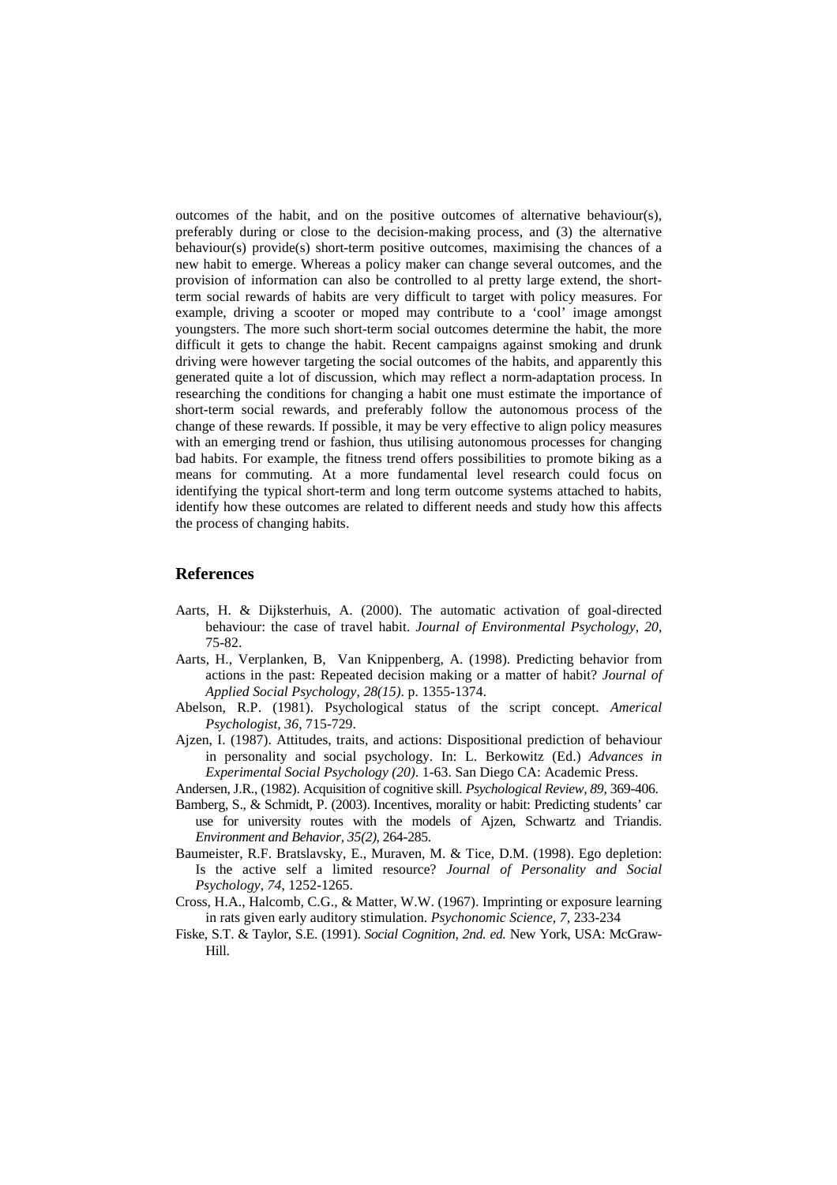outcomes of the habit, and on the positive outcomes of alternative behaviour(s), preferably during or close to the decision-making process, and (3) the alternative behaviour(s) provide(s) short-term positive outcomes, maximising the chances of a new habit to emerge. Whereas a policy maker can change several outcomes, and the provision of information can also be controlled to al pretty large extend, the short-term social rewards of habits are very difficult to target with policy measures. For example, driving a scooter or moped may contribute to a 'cool' image amongst youngsters. The more such short-term social outcomes determine the habit, the more difficult it gets to change the habit. Recent campaigns against smoking and drunk driving were however targeting the social outcomes of the habits, and apparently this generated quite a lot of discussion, which may reflect a norm-adaptation process. In researching the conditions for changing a habit one must estimate the importance of short-term social rewards, and preferably follow the autonomous process of the change of these rewards. If possible, it may be very effective to align policy measures with an emerging trend or fashion, thus utilising autonomous processes for changing bad habits. For example, the fitness trend offers possibilities to promote biking as a means for commuting. At a more fundamental level research could focus on identifying the typical short-term and long term outcome systems attached to habits, identify how these outcomes are related to different needs and study how this affects the process of changing habits.

## References

Aarts, H. & Dijksterhuis, A. (2000). The automatic activation of goal-directed behaviour: the case of travel habit. *Journal of Environmental Psychology, 20*, 75-82.

Aarts, H., Verplanken, B, Van Knippenberg, A. (1998). Predicting behavior from actions in the past: Repeated decision making or a matter of habit? *Journal of Applied Social Psychology, 28(15)*. p. 1355-1374.

Abelson, R.P. (1981). Psychological status of the script concept. *Americal Psychologist, 36*, 715-729.

Ajzen, I. (1987). Attitudes, traits, and actions: Dispositional prediction of behaviour in personality and social psychology. In: L. Berkowitz (Ed.) *Advances in Experimental Social Psychology (20)*. 1-63. San Diego CA: Academic Press.

Andersen, J.R., (1982). Acquisition of cognitive skill. *Psychological Review, 89*, 369-406.

Bamberg, S., & Schmidt, P. (2003). Incentives, morality or habit: Predicting students' car use for university routes with the models of Ajzen, Schwartz and Triandis. *Environment and Behavior, 35(2)*, 264-285.

Baumeister, R.F. Bratslavsky, E., Muraven, M. & Tice, D.M. (1998). Ego depletion: Is the active self a limited resource? *Journal of Personality and Social Psychology, 74*, 1252-1265.

Cross, H.A., Halcomb, C.G., & Matter, W.W. (1967). Imprinting or exposure learning in rats given early auditory stimulation. *Psychonomic Science, 7*, 233-234

Fiske, S.T. & Taylor, S.E. (1991). *Social Cognition, 2nd. ed.* New York, USA: McGraw-Hill.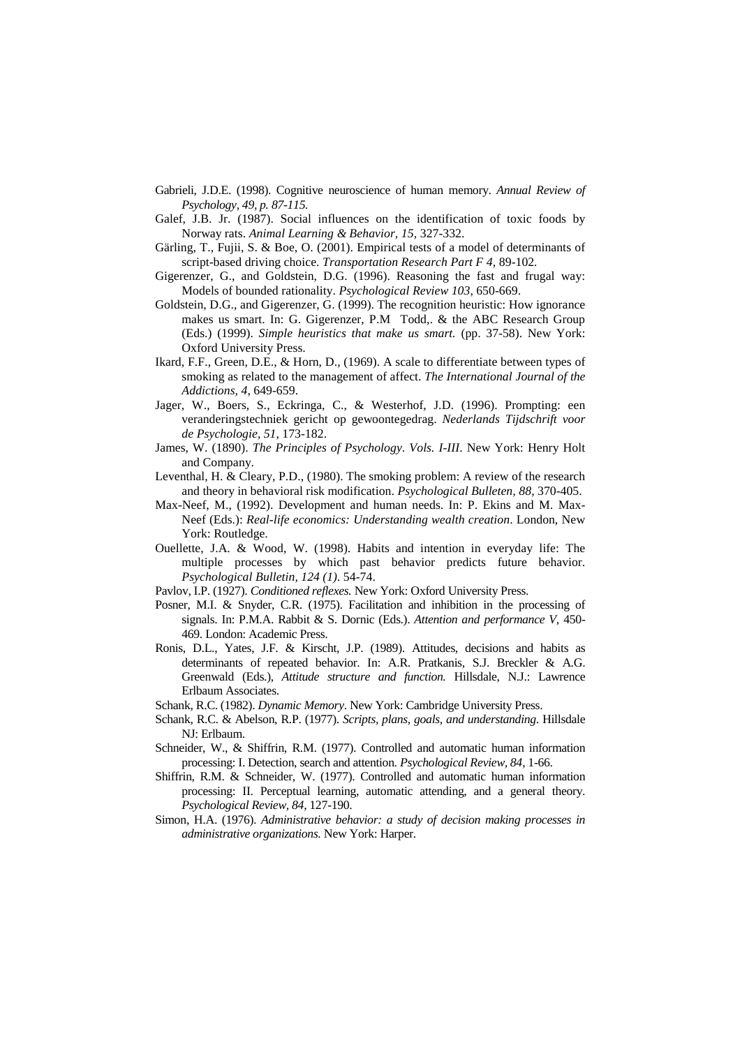Gabrieli, J.D.E. (1998). Cognitive neuroscience of human memory. *Annual Review of Psychology, 49, p. 87-115.*

Galef, J.B. Jr. (1987). Social influences on the identification of toxic foods by Norway rats. *Animal Learning & Behavior, 15,* 327-332.

Gärling, T., Fujii, S. & Boe, O. (2001). Empirical tests of a model of determinants of script-based driving choice. *Transportation Research Part F 4,* 89-102.

Gigerenzer, G., and Goldstein, D.G. (1996). Reasoning the fast and frugal way: Models of bounded rationality. *Psychological Review 103,* 650-669.

Goldstein, D.G., and Gigerenzer, G. (1999). The recognition heuristic: How ignorance makes us smart. In: G. Gigerenzer, P.M Todd,. & the ABC Research Group (Eds.) (1999). *Simple heuristics that make us smart.* (pp. 37-58). New York: Oxford University Press.

Ikard, F.F., Green, D.E., & Horn, D., (1969). A scale to differentiate between types of smoking as related to the management of affect. *The International Journal of the Addictions, 4*, 649-659.

Jager, W., Boers, S., Eckringa, C., & Westerhof, J.D. (1996). Prompting: een veranderingstechniek gericht op gewoontegedrag. *Nederlands Tijdschrift voor de Psychologie, 51*, 173-182.

James, W. (1890). *The Principles of Psychology*. *Vols. I-III*. New York: Henry Holt and Company.

Leventhal, H. & Cleary, P.D., (1980). The smoking problem: A review of the research and theory in behavioral risk modification. *Psychological Bulleten, 88*, 370-405.

Max-Neef, M., (1992). Development and human needs. In: P. Ekins and M. Max-Neef (Eds.): *Real-life economics: Understanding wealth creation*. London, New York: Routledge.

Ouellette, J.A. & Wood, W. (1998). Habits and intention in everyday life: The multiple processes by which past behavior predicts future behavior. *Psychological Bulletin, 124 (1)*. 54-74.

Pavlov, I.P. (1927). *Conditioned reflexes.* New York: Oxford University Press.

Posner, M.I. & Snyder, C.R. (1975). Facilitation and inhibition in the processing of signals. In: P.M.A. Rabbit & S. Dornic (Eds.). *Attention and performance V*, 450-469. London: Academic Press.

Ronis, D.L., Yates, J.F. & Kirscht, J.P. (1989). Attitudes, decisions and habits as determinants of repeated behavior. In: A.R. Pratkanis, S.J. Breckler & A.G. Greenwald (Eds.), *Attitude structure and function.* Hillsdale, N.J.: Lawrence Erlbaum Associates.

Schank, R.C. (1982). *Dynamic Memory*. New York: Cambridge University Press.

Schank, R.C. & Abelson, R.P. (1977). *Scripts, plans, goals, and understanding*. Hillsdale NJ: Erlbaum.

Schneider, W., & Shiffrin, R.M. (1977). Controlled and automatic human information processing: I. Detection, search and attention. *Psychological Review, 84*, 1-66.

Shiffrin, R.M. & Schneider, W. (1977). Controlled and automatic human information processing: II. Perceptual learning, automatic attending, and a general theory. *Psychological Review, 84*, 127-190.

Simon, H.A. (1976). *Administrative behavior: a study of decision making processes in administrative organizations.* New York: Harper.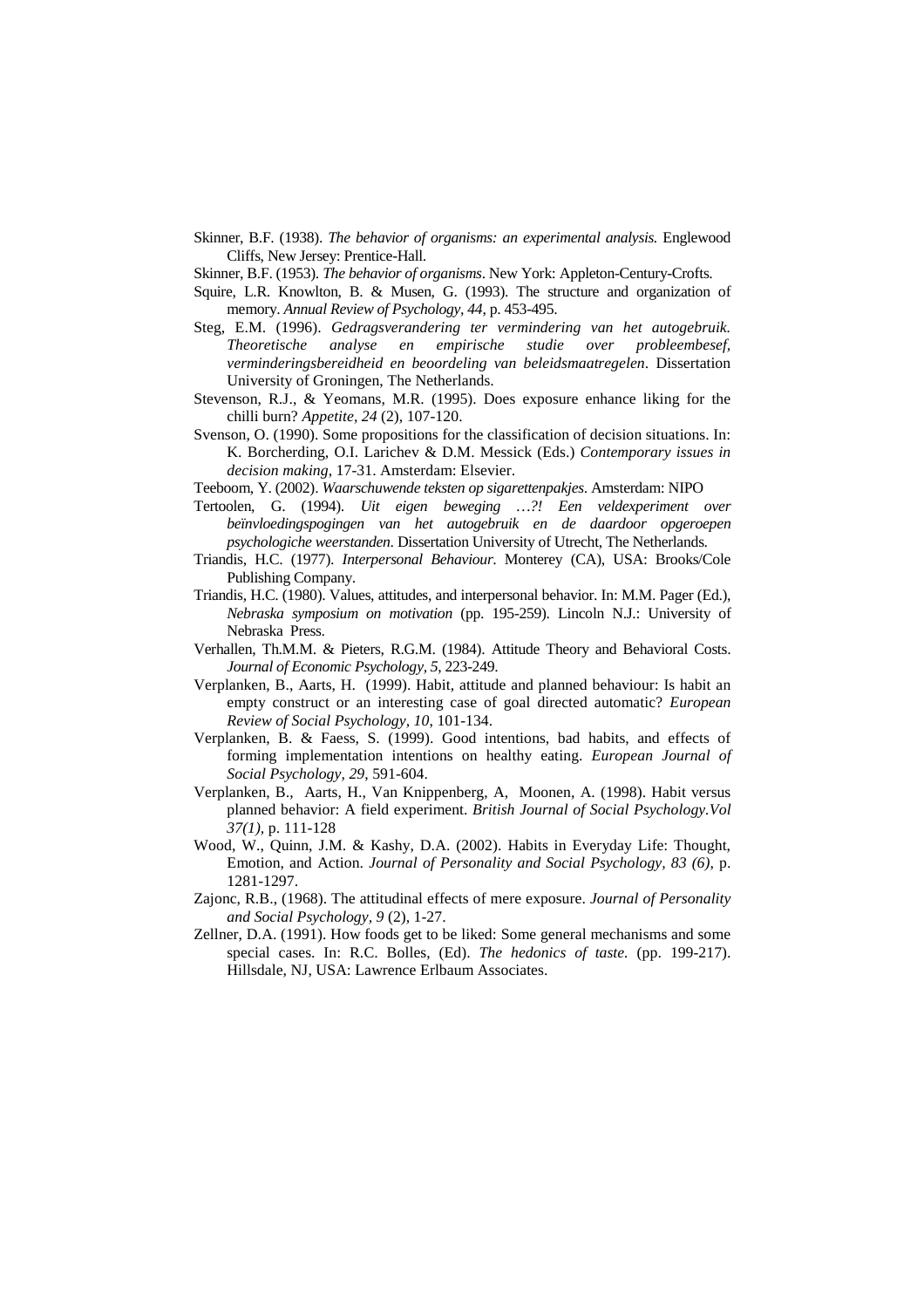Skinner, B.F. (1938). *The behavior of organisms: an experimental analysis.* Englewood Cliffs, New Jersey: Prentice-Hall.

Skinner, B.F. (1953). *The behavior of organisms*. New York: Appleton-Century-Crofts.

Squire, L.R. Knowlton, B. & Musen, G. (1993). The structure and organization of memory. *Annual Review of Psychology, 44*, p. 453-495.

Steg, E.M. (1996). *Gedragsverandering ter vermindering van het autogebruik. Theoretische analyse en empirische studie over probleembesef, verminderingsbereidheid en beoordeling van beleidsmaatregelen*. Dissertation University of Groningen, The Netherlands.

Stevenson, R.J., & Yeomans, M.R. (1995). Does exposure enhance liking for the chilli burn? *Appetite, 24* (2), 107-120.

Svenson, O. (1990). Some propositions for the classification of decision situations. In: K. Borcherding, O.I. Larichev & D.M. Messick (Eds.) *Contemporary issues in decision making*, 17-31. Amsterdam: Elsevier.

Teeboom, Y. (2002). *Waarschuwende teksten op sigarettenpakjes*. Amsterdam: NIPO

Tertoolen, G. (1994). *Uit eigen beweging …?! Een veldexperiment over beïnvloedingspogingen van het autogebruik en de daardoor opgeroepen psychologiche weerstanden.* Dissertation University of Utrecht, The Netherlands.

Triandis, H.C. (1977). *Interpersonal Behaviour.* Monterey (CA), USA: Brooks/Cole Publishing Company.

Triandis, H.C. (1980). Values, attitudes, and interpersonal behavior. In: M.M. Pager (Ed.), *Nebraska symposium on motivation* (pp. 195-259). Lincoln N.J.: University of Nebraska Press.

Verhallen, Th.M.M. & Pieters, R.G.M. (1984). Attitude Theory and Behavioral Costs. *Journal of Economic Psychology, 5*, 223-249.

Verplanken, B., Aarts, H. (1999). Habit, attitude and planned behaviour: Is habit an empty construct or an interesting case of goal directed automatic? *European Review of Social Psychology, 10*, 101-134.

Verplanken, B. & Faess, S. (1999). Good intentions, bad habits, and effects of forming implementation intentions on healthy eating. *European Journal of Social Psychology, 29*, 591-604.

Verplanken, B., Aarts, H., Van Knippenberg, A, Moonen, A. (1998). Habit versus planned behavior: A field experiment. *British Journal of Social Psychology.Vol 37(1)*, p. 111-128

Wood, W., Quinn, J.M. & Kashy, D.A. (2002). Habits in Everyday Life: Thought, Emotion, and Action. *Journal of Personality and Social Psychology, 83 (6)*, p. 1281-1297.

Zajonc, R.B., (1968). The attitudinal effects of mere exposure. *Journal of Personality and Social Psychology, 9* (2), 1-27.

Zellner, D.A. (1991). How foods get to be liked: Some general mechanisms and some special cases. In: R.C. Bolles, (Ed). *The hedonics of taste.* (pp. 199-217). Hillsdale, NJ, USA: Lawrence Erlbaum Associates.